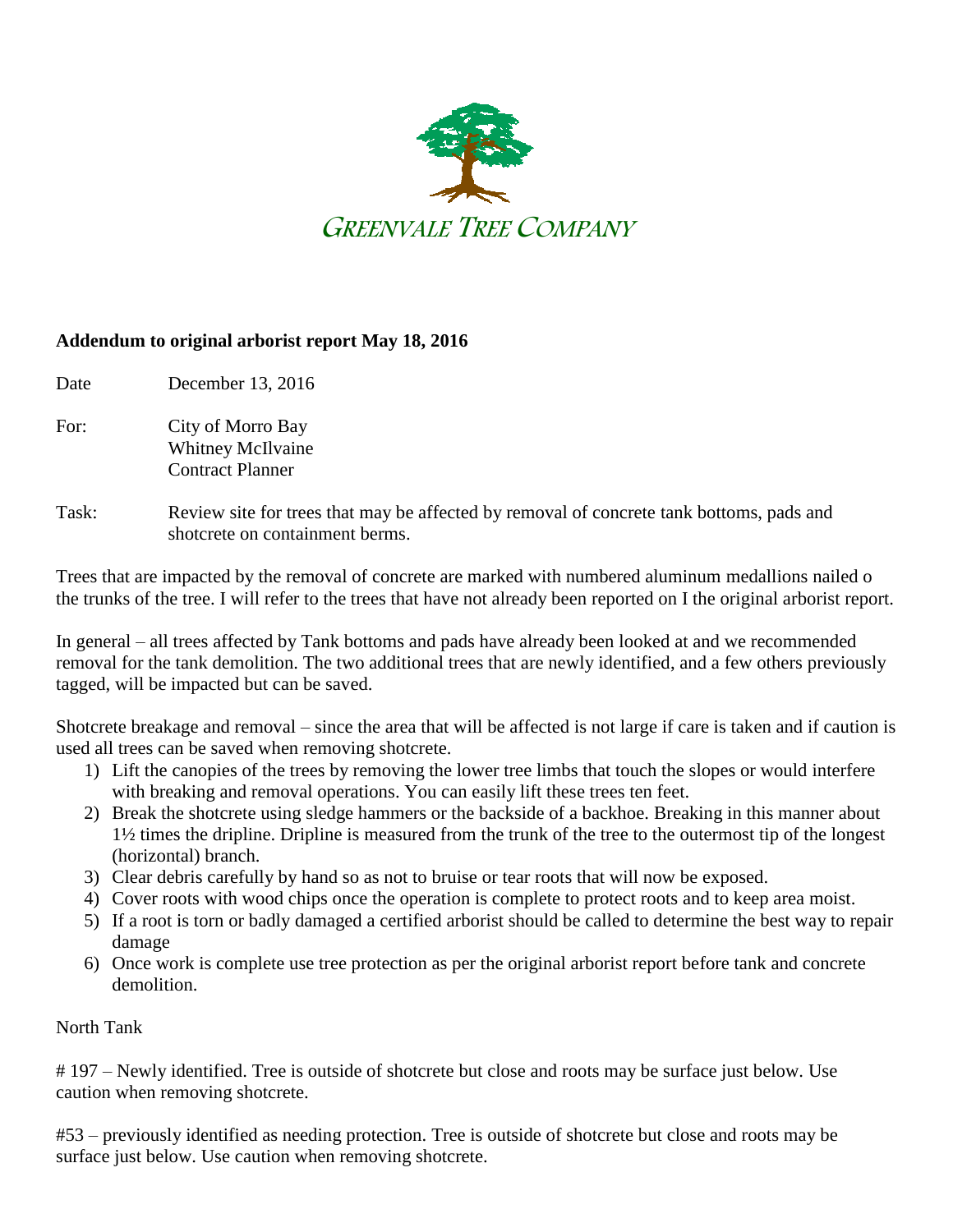GREENVALE TREE COMPANY

**Addendum to original arborist report May 18, 2016**

Date: December 13, 2016

For: City of Morro Bay
Whitney McIlvaine
Contract Planner

Task: Review site for trees that may be affected by removal of concrete tank bottoms, pads and shotcrete on containment berms.

Trees that are impacted by the removal of concrete are marked with numbered aluminum medallions nailed o the trunks of the tree. I will refer to the trees that have not already been reported on I the original arborist report.

In general – all trees affected by Tank bottoms and pads have already been looked at and we recommended removal for the tank demolition. The two additional trees that are newly identified, and a few others previously tagged, will be impacted but can be saved.

Shotcrete breakage and removal – since the area that will be affected is not large if care is taken and if caution is used all trees can be saved when removing shotcrete.

1) Lift the canopies of the trees by removing the lower tree limbs that touch the slopes or would interfere with breaking and removal operations. You can easily lift these trees ten feet.
2) Break the shotcrete using sledge hammers or the backside of a backhoe. Breaking in this manner about 1½ times the dripline. Dripline is measured from the trunk of the tree to the outermost tip of the longest (horizontal) branch.
3) Clear debris carefully by hand so as not to bruise or tear roots that will now be exposed.
4) Cover roots with wood chips once the operation is complete to protect roots and to keep area moist.
5) If a root is torn or badly damaged a certified arborist should be called to determine the best way to repair damage
6) Once work is complete use tree protection as per the original arborist report before tank and concrete demolition.

North Tank

# 197 – Newly identified. Tree is outside of shotcrete but close and roots may be surface just below. Use caution when removing shotcrete.

#53 – previously identified as needing protection. Tree is outside of shotcrete but close and roots may be surface just below. Use caution when removing shotcrete.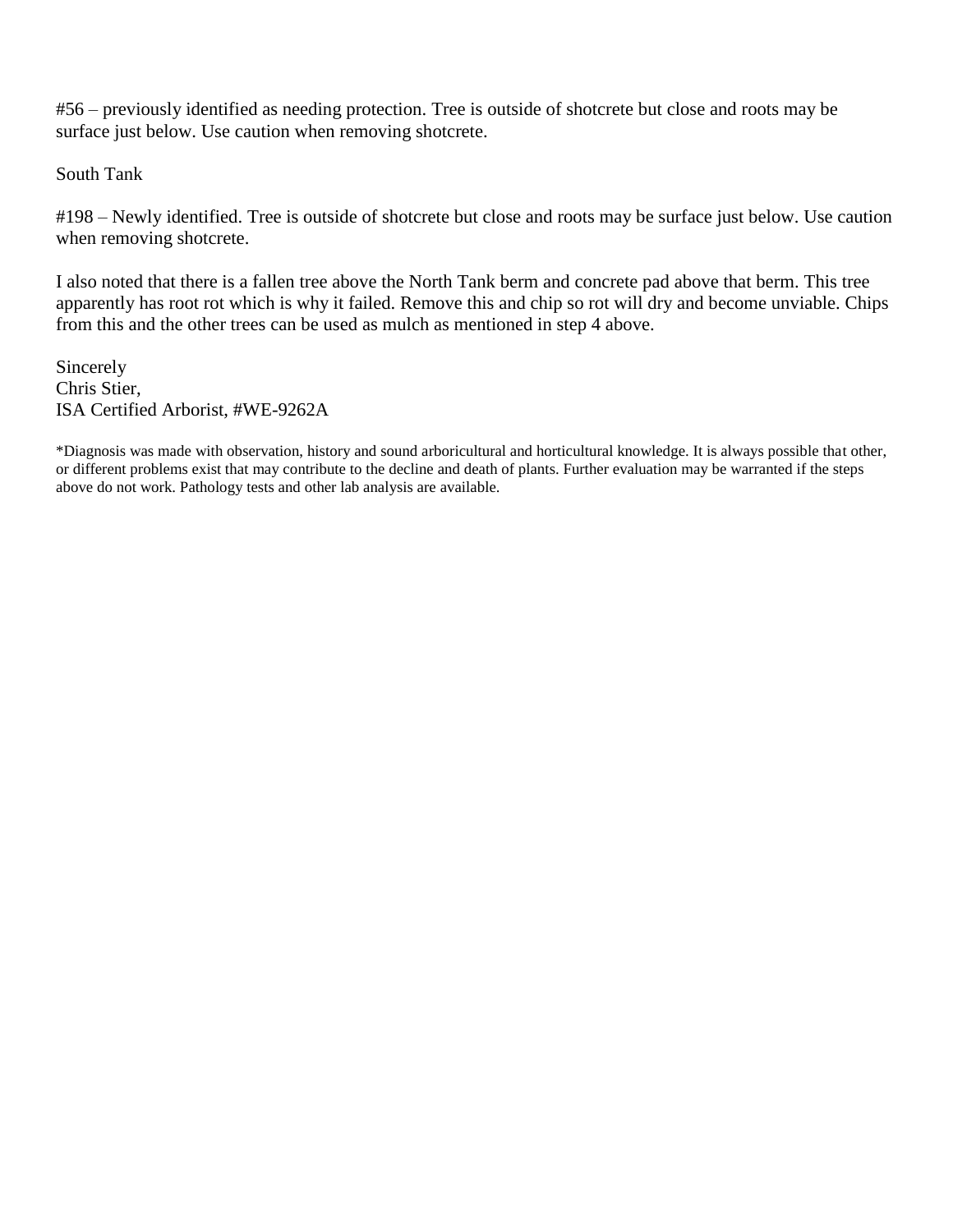#56 – previously identified as needing protection. Tree is outside of shotcrete but close and roots may be surface just below. Use caution when removing shotcrete.

South Tank

#198 – Newly identified. Tree is outside of shotcrete but close and roots may be surface just below. Use caution when removing shotcrete.

I also noted that there is a fallen tree above the North Tank berm and concrete pad above that berm. This tree apparently has root rot which is why it failed. Remove this and chip so rot will dry and become unviable. Chips from this and the other trees can be used as mulch as mentioned in step 4 above.

Sincerely
Chris Stier,
ISA Certified Arborist, #WE-9262A

*Diagnosis was made with observation, history and sound arboricultural and horticultural knowledge. It is always possible that other, or different problems exist that may contribute to the decline and death of plants. Further evaluation may be warranted if the steps above do not work. Pathology tests and other lab analysis are available.